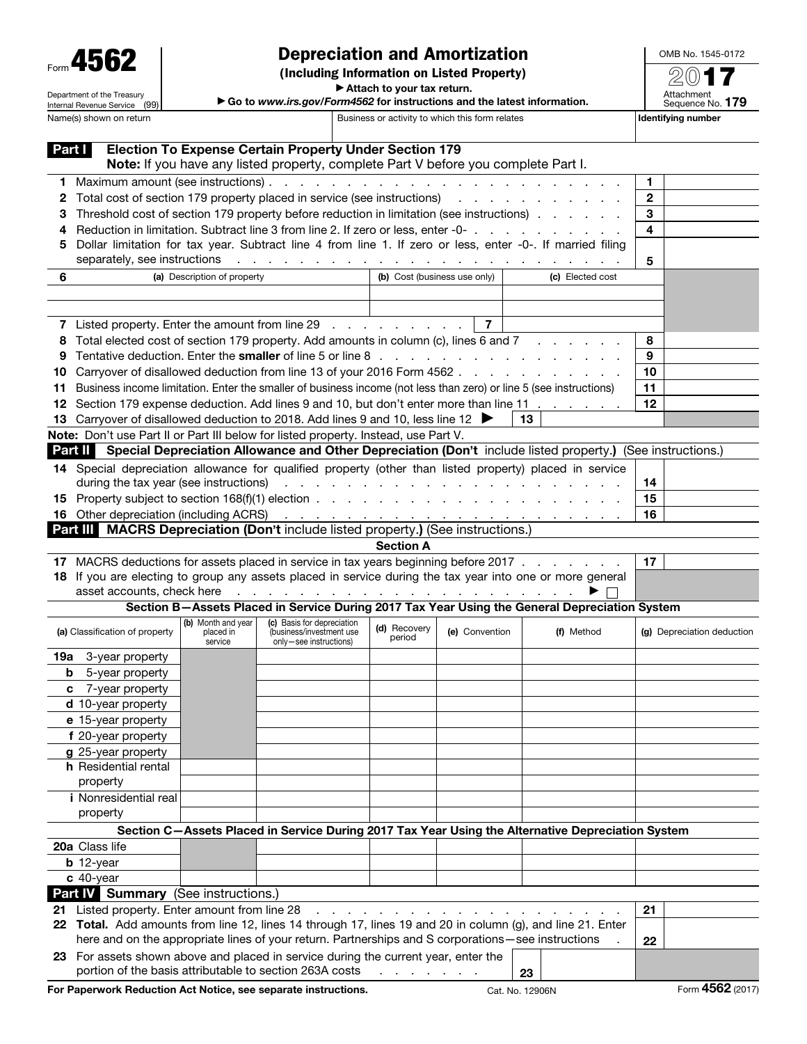Form **4562**

Department of the Treasury
Internal Revenue Service (99)

# Depreciation and Amortization

**(Including Information on Listed Property)**

▶ Attach to your tax return.

▶ Go to *www.irs.gov/Form4562* for instructions and the latest information.

OMB No. 1545-0172

2017

Attachment Sequence No. **179**

| Name(s) shown on return | Business or activity to which this form relates | Identifying number |
|---|---|---|
| | | |

## Part I Election To Expense Certain Property Under Section 179

**Note:** If you have any listed property, complete Part V before you complete Part I.

| | | | |
|---|---|---|---|
| **1** | Maximum amount (see instructions) | **1** | |
| **2** | Total cost of section 179 property placed in service (see instructions) | **2** | |
| **3** | Threshold cost of section 179 property before reduction in limitation (see instructions) | **3** | |
| **4** | Reduction in limitation. Subtract line 3 from line 2. If zero or less, enter -0- | **4** | |
| **5** | Dollar limitation for tax year. Subtract line 4 from line 1. If zero or less, enter -0-. If married filing separately, see instructions | **5** | |

| **6** | (a) Description of property | (b) Cost (business use only) | (c) Elected cost |
|---|---|---|---|
| | | | |
| | | | |
| **7** | Listed property. Enter the amount from line 29 | **7** | |

| | | | |
|---|---|---|---|
| **8** | Total elected cost of section 179 property. Add amounts in column (c), lines 6 and 7 | **8** | |
| **9** | Tentative deduction. Enter the **smaller** of line 5 or line 8 | **9** | |
| **10** | Carryover of disallowed deduction from line 13 of your 2016 Form 4562 | **10** | |
| **11** | Business income limitation. Enter the smaller of business income (not less than zero) or line 5 (see instructions) | **11** | |
| **12** | Section 179 expense deduction. Add lines 9 and 10, but don't enter more than line 11 | **12** | |
| **13** | Carryover of disallowed deduction to 2018. Add lines 9 and 10, less line 12 ▶ **13** | | |

**Note:** Don't use Part II or Part III below for listed property. Instead, use Part V.

## Part II Special Depreciation Allowance and Other Depreciation (Don't include listed property.) (See instructions.)

| | | | |
|---|---|---|---|
| **14** | Special depreciation allowance for qualified property (other than listed property) placed in service during the tax year (see instructions) | **14** | |
| **15** | Property subject to section 168(f)(1) election | **15** | |
| **16** | Other depreciation (including ACRS) | **16** | |

## Part III MACRS Depreciation (Don't include listed property.) (See instructions.)

**Section A**

| | | | |
|---|---|---|---|
| **17** | MACRS deductions for assets placed in service in tax years beginning before 2017 | **17** | |
| **18** | If you are electing to group any assets placed in service during the tax year into one or more general asset accounts, check here ▶ ☐ | | |

**Section B—Assets Placed in Service During 2017 Tax Year Using the General Depreciation System**

| (a) Classification of property | (b) Month and year placed in service | (c) Basis for depreciation (business/investment use only—see instructions) | (d) Recovery period | (e) Convention | (f) Method | (g) Depreciation deduction |
|---|---|---|---|---|---|---|
| **19a** 3-year property | | | | | | |
| **b** 5-year property | | | | | | |
| **c** 7-year property | | | | | | |
| **d** 10-year property | | | | | | |
| **e** 15-year property | | | | | | |
| **f** 20-year property | | | | | | |
| **g** 25-year property | | | | | | |
| **h** Residential rental property | | | | | | |
| | | | | | | |
| **i** Nonresidential real property | | | | | | |
| | | | | | | |

**Section C—Assets Placed in Service During 2017 Tax Year Using the Alternative Depreciation System**

| (a) Classification of property | (b) Month and year placed in service | (c) Basis for depreciation | (d) Recovery period | (e) Convention | (f) Method | (g) Depreciation deduction |
|---|---|---|---|---|---|---|
| **20a** Class life | | | | | | |
| **b** 12-year | | | | | | |
| **c** 40-year | | | | | | |

## Part IV Summary (See instructions.)

| | | | |
|---|---|---|---|
| **21** | Listed property. Enter amount from line 28 | **21** | |
| **22** | **Total.** Add amounts from line 12, lines 14 through 17, lines 19 and 20 in column (g), and line 21. Enter here and on the appropriate lines of your return. Partnerships and S corporations—see instructions | **22** | |
| **23** | For assets shown above and placed in service during the current year, enter the portion of the basis attributable to section 263A costs **23** | | |

**For Paperwork Reduction Act Notice, see separate instructions.** Cat. No. 12906N Form **4562** (2017)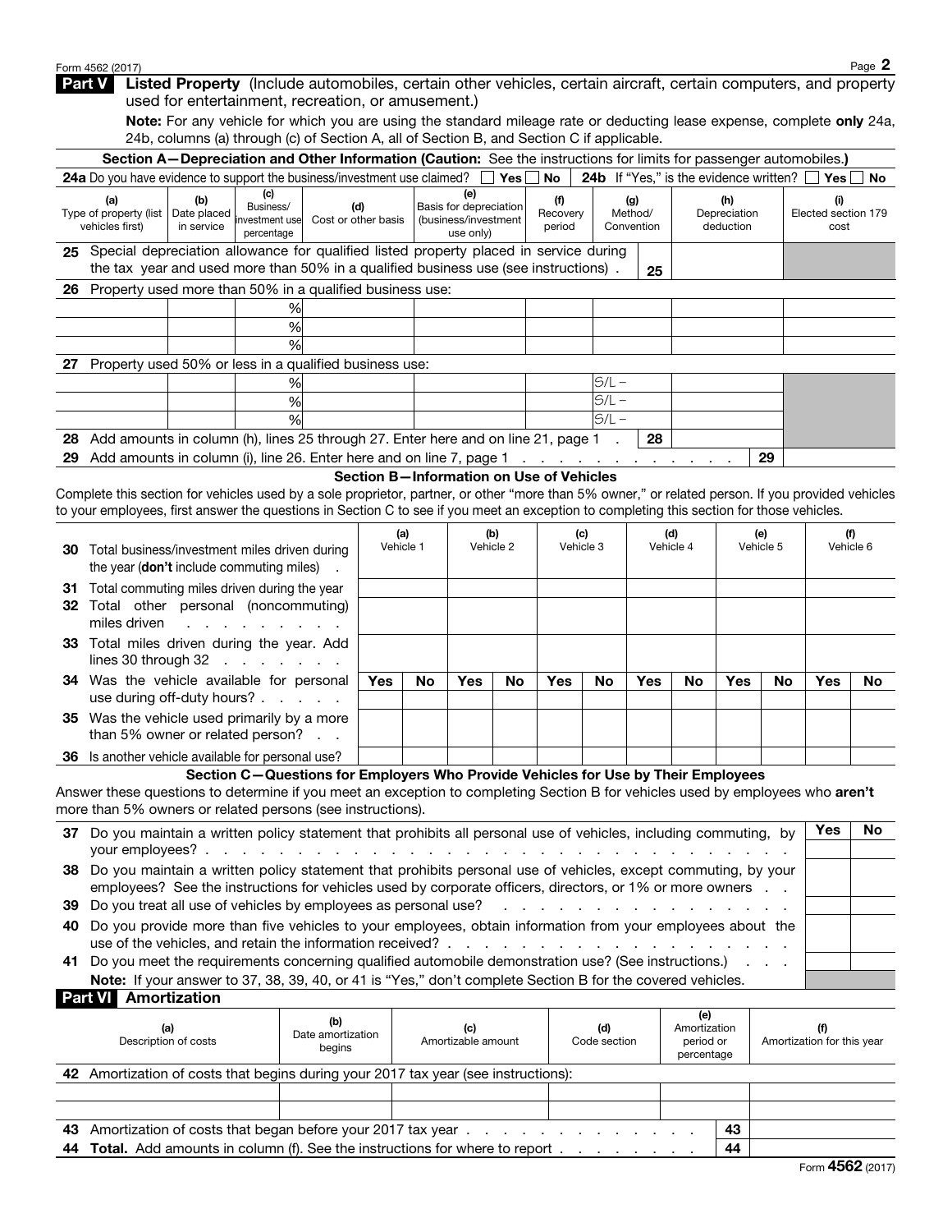Form 4562 (2017) Page 2

## Part V Listed Property (Include automobiles, certain other vehicles, certain aircraft, certain computers, and property used for entertainment, recreation, or amusement.)

**Note:** For any vehicle for which you are using the standard mileage rate or deducting lease expense, complete **only** 24a, 24b, columns (a) through (c) of Section A, all of Section B, and Section C if applicable.

### Section A—Depreciation and Other Information (Caution: See the instructions for limits for passenger automobiles.)

**24a** Do you have evidence to support the business/investment use claimed? ☐ Yes ☐ No **24b** If "Yes," is the evidence written? ☐ Yes ☐ No

| (a) Type of property (list vehicles first) | (b) Date placed in service | (c) Business/ investment use percentage | (d) Cost or other basis | (e) Basis for depreciation (business/investment use only) | (f) Recovery period | (g) Method/ Convention | (h) Depreciation deduction | (i) Elected section 179 cost |
|---|---|---|---|---|---|---|---|---|
| **25** Special depreciation allowance for qualified listed property placed in service during the tax year and used more than 50% in a qualified business use (see instructions) . | | | | | | **25** | | |
| **26** Property used more than 50% in a qualified business use: | | | | | | | | |
| | | % | | | | | | |
| | | % | | | | | | |
| | | % | | | | | | |
| **27** Property used 50% or less in a qualified business use: | | | | | | | | |
| | | % | | | | S/L – | | |
| | | % | | | | S/L – | | |
| | | % | | | | S/L – | | |
| **28** Add amounts in column (h), lines 25 through 27. Enter here and on line 21, page 1 . | | | | | | **28** | | |
| **29** Add amounts in column (i), line 26. Enter here and on line 7, page 1 . . . . . . . . . . . . . | | | | | | | **29** | |

### Section B—Information on Use of Vehicles

Complete this section for vehicles used by a sole proprietor, partner, or other "more than 5% owner," or related person. If you provided vehicles to your employees, first answer the questions in Section C to see if you meet an exception to completing this section for those vehicles.

| | (a) Vehicle 1 | | (b) Vehicle 2 | | (c) Vehicle 3 | | (d) Vehicle 4 | | (e) Vehicle 5 | | (f) Vehicle 6 | |
|---|---|---|---|---|---|---|---|---|---|---|---|---|
| **30** Total business/investment miles driven during the year (**don't** include commuting miles) . | | | | | | | | | | | | |
| **31** Total commuting miles driven during the year | | | | | | | | | | | | |
| **32** Total other personal (noncommuting) miles driven . . . . . . . . . | | | | | | | | | | | | |
| **33** Total miles driven during the year. Add lines 30 through 32 . . . . . . . . | | | | | | | | | | | | |
| | **Yes** | **No** | **Yes** | **No** | **Yes** | **No** | **Yes** | **No** | **Yes** | **No** | **Yes** | **No** |
| **34** Was the vehicle available for personal use during off-duty hours? . . . . . | | | | | | | | | | | | |
| **35** Was the vehicle used primarily by a more than 5% owner or related person? . . | | | | | | | | | | | | |
| **36** Is another vehicle available for personal use? | | | | | | | | | | | | |

### Section C—Questions for Employers Who Provide Vehicles for Use by Their Employees

Answer these questions to determine if you meet an exception to completing Section B for vehicles used by employees who **aren't** more than 5% owners or related persons (see instructions).

| | Yes | No |
|---|---|---|
| **37** Do you maintain a written policy statement that prohibits all personal use of vehicles, including commuting, by your employees? . . . . . . . . . . . . . . . . . . . . . . . . . . . . . . . . . | | |
| **38** Do you maintain a written policy statement that prohibits personal use of vehicles, except commuting, by your employees? See the instructions for vehicles used by corporate officers, directors, or 1% or more owners . . | | |
| **39** Do you treat all use of vehicles by employees as personal use? . . . . . . . . . . . . . . . . | | |
| **40** Do you provide more than five vehicles to your employees, obtain information from your employees about the use of the vehicles, and retain the information received? . . . . . . . . . . . . . . . . . . . . . . | | |
| **41** Do you meet the requirements concerning qualified automobile demonstration use? (See instructions.) . . . | | |
| **Note:** If your answer to 37, 38, 39, 40, or 41 is "Yes," don't complete Section B for the covered vehicles. | | |

## Part VI Amortization

| (a) Description of costs | (b) Date amortization begins | (c) Amortizable amount | (d) Code section | (e) Amortization period or percentage | (f) Amortization for this year |
|---|---|---|---|---|---|
| **42** Amortization of costs that begins during your 2017 tax year (see instructions): | | | | | |
| | | | | | |
| | | | | | |
| **43** Amortization of costs that began before your 2017 tax year . . . . . . . . . . . . . . . | | | | **43** | |
| **44** **Total.** Add amounts in column (f). See the instructions for where to report . . . . . . . . | | | | **44** | |

Form **4562** (2017)